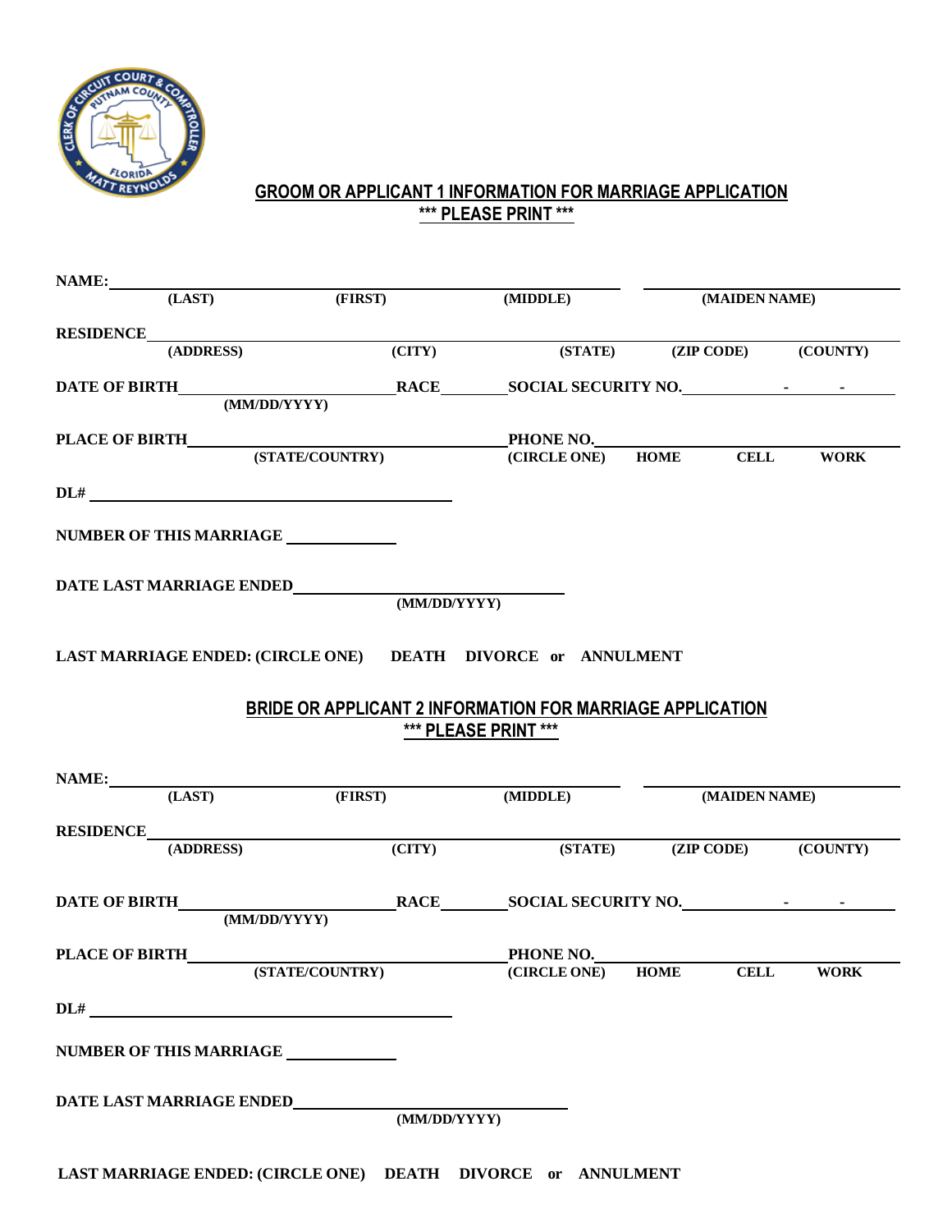## GROOM OR APPLICANT 1 INFORMATION FOR MARRIAGE APPLICATION

**\*\*\* PLEASE PRINT \*\*\***

**NAME:** ______________________________________________ ____________________
(LAST) (FIRST) (MIDDLE) (MAIDEN NAME)

**RESIDENCE** ______________________________________________________________
(ADDRESS) (CITY) (STATE) (ZIP CODE) (COUNTY)

**DATE OF BIRTH** ____________________ **RACE** ________ **SOCIAL SECURITY NO.** ________ - ______ - ______
(MM/DD/YYYY)

**PLACE OF BIRTH** ______________________________ **PHONE NO.** ______________________________
(STATE/COUNTRY) (CIRCLE ONE) HOME CELL WORK

**DL#** ________________________________________

**NUMBER OF THIS MARRIAGE** ____________

**DATE LAST MARRIAGE ENDED** ______________________________
(MM/DD/YYYY)

**LAST MARRIAGE ENDED: (CIRCLE ONE) DEATH DIVORCE or ANNULMENT**

## BRIDE OR APPLICANT 2 INFORMATION FOR MARRIAGE APPLICATION

**\*\*\* PLEASE PRINT \*\*\***

**NAME:** ______________________________________________ ____________________
(LAST) (FIRST) (MIDDLE) (MAIDEN NAME)

**RESIDENCE** ______________________________________________________________
(ADDRESS) (CITY) (STATE) (ZIP CODE) (COUNTY)

**DATE OF BIRTH** ____________________ **RACE** ________ **SOCIAL SECURITY NO.** ________ - ______ - ______
(MM/DD/YYYY)

**PLACE OF BIRTH** ______________________________ **PHONE NO.** ______________________________
(STATE/COUNTRY) (CIRCLE ONE) HOME CELL WORK

**DL#** ________________________________________

**NUMBER OF THIS MARRIAGE** ____________

**DATE LAST MARRIAGE ENDED** ______________________________
(MM/DD/YYYY)

**LAST MARRIAGE ENDED: (CIRCLE ONE) DEATH DIVORCE or ANNULMENT**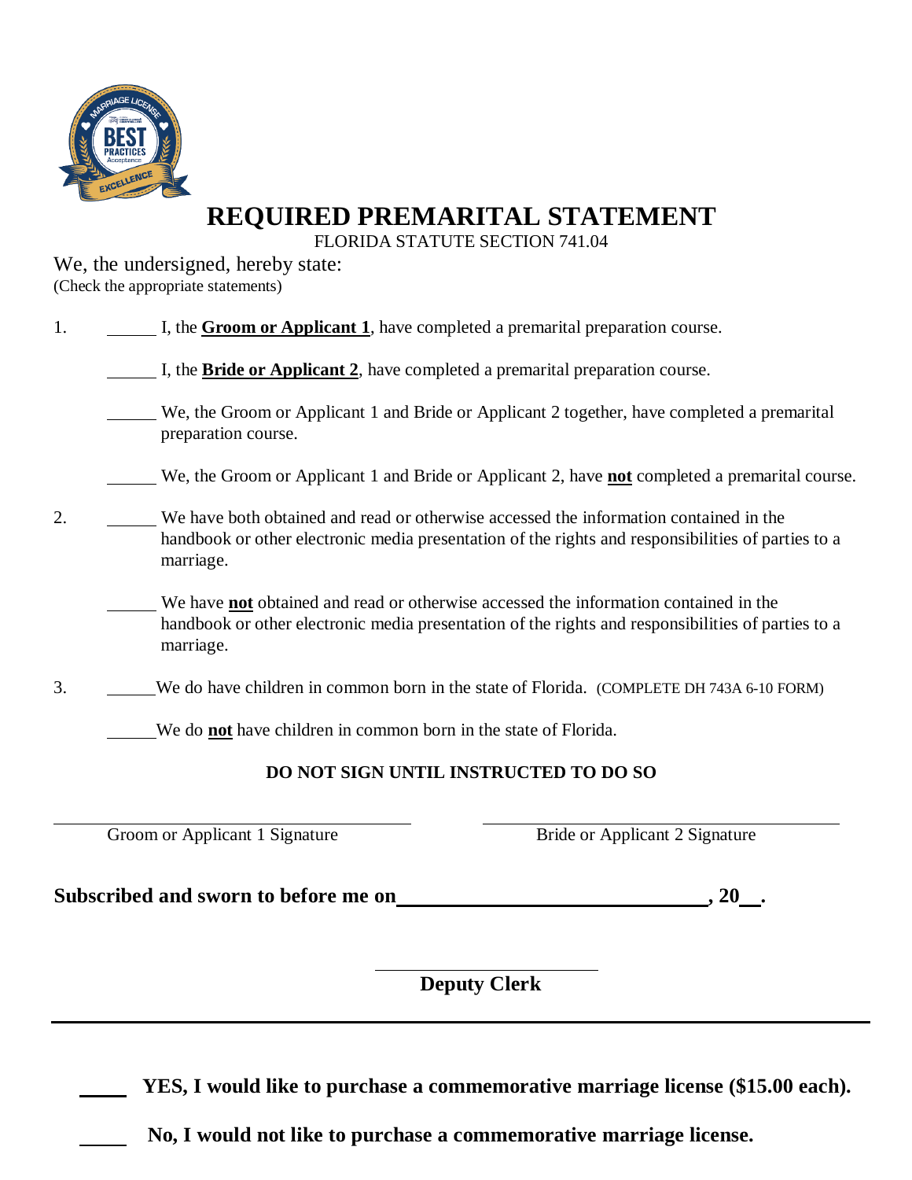# REQUIRED PREMARITAL STATEMENT

FLORIDA STATUTE SECTION 741.04

We, the undersigned, hereby state:
(Check the appropriate statements)

1. ______ I, the **Groom or Applicant 1**, have completed a premarital preparation course.

   ______ I, the **Bride or Applicant 2**, have completed a premarital preparation course.

   ______ We, the Groom or Applicant 1 and Bride or Applicant 2 together, have completed a premarital preparation course.

   ______ We, the Groom or Applicant 1 and Bride or Applicant 2, have **not** completed a premarital course.

2. ______ We have both obtained and read or otherwise accessed the information contained in the handbook or other electronic media presentation of the rights and responsibilities of parties to a marriage.

   ______ We have **not** obtained and read or otherwise accessed the information contained in the handbook or other electronic media presentation of the rights and responsibilities of parties to a marriage.

3. ______ We do have children in common born in the state of Florida. (COMPLETE DH 743A 6-10 FORM)

   ______ We do **not** have children in common born in the state of Florida.

**DO NOT SIGN UNTIL INSTRUCTED TO DO SO**

______________________________ Groom or Applicant 1 Signature

______________________________ Bride or Applicant 2 Signature

**Subscribed and sworn to before me on ______________________________, 20__.**

______________________________

**Deputy Clerk**

---

______ **YES, I would like to purchase a commemorative marriage license ($15.00 each).**

______ **No, I would not like to purchase a commemorative marriage license.**